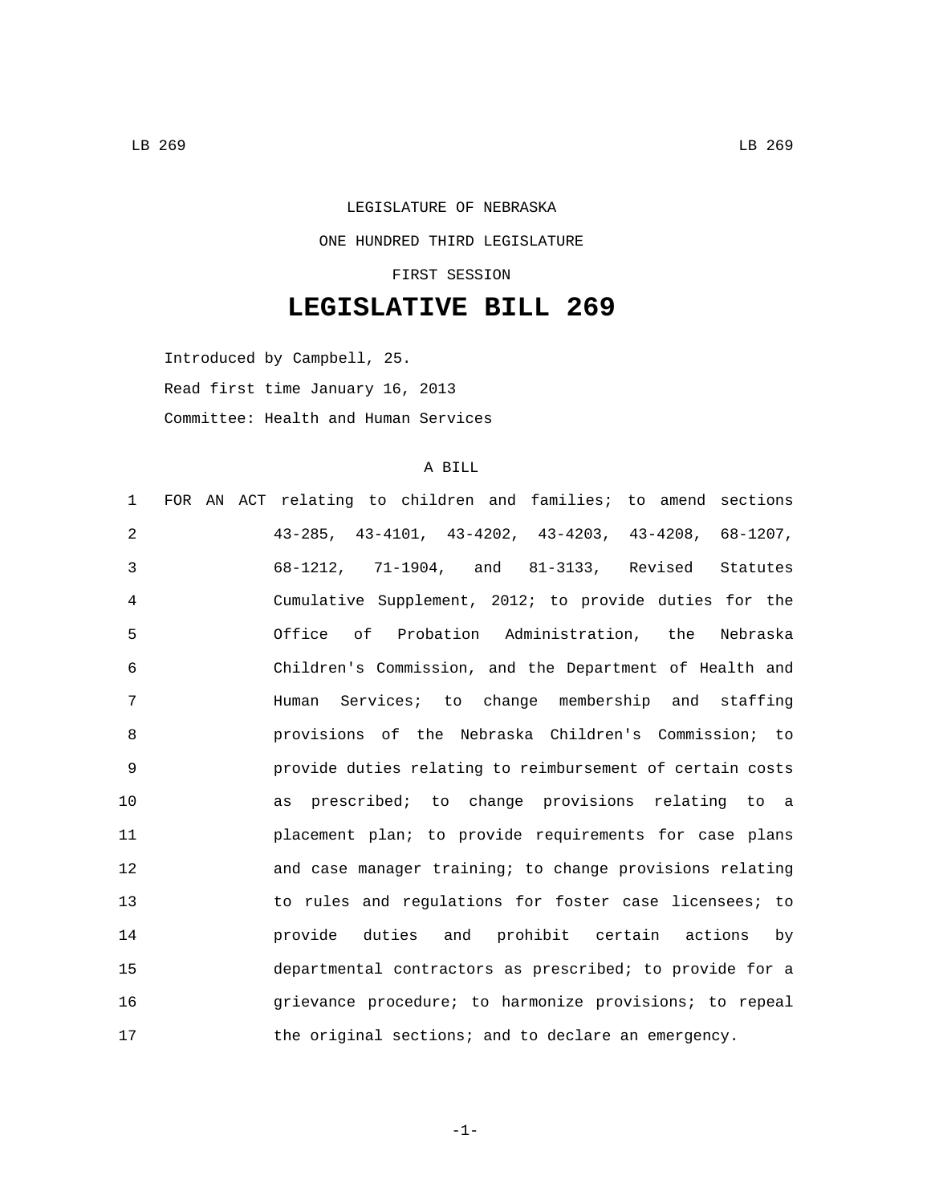LEGISLATURE OF NEBRASKA

ONE HUNDRED THIRD LEGISLATURE

FIRST SESSION

# LEGISLATIVE BILL 269

Introduced by Campbell, 25.

Read first time January 16, 2013

Committee: Health and Human Services

A BILL

1 FOR AN ACT relating to children and families; to amend sections
2 43-285, 43-4101, 43-4202, 43-4203, 43-4208, 68-1207,
3 68-1212, 71-1904, and 81-3133, Revised Statutes
4 Cumulative Supplement, 2012; to provide duties for the
5 Office of Probation Administration, the Nebraska
6 Children's Commission, and the Department of Health and
7 Human Services; to change membership and staffing
8 provisions of the Nebraska Children's Commission; to
9 provide duties relating to reimbursement of certain costs
10 as prescribed; to change provisions relating to a
11 placement plan; to provide requirements for case plans
12 and case manager training; to change provisions relating
13 to rules and regulations for foster case licensees; to
14 provide duties and prohibit certain actions by
15 departmental contractors as prescribed; to provide for a
16 grievance procedure; to harmonize provisions; to repeal
17 the original sections; and to declare an emergency.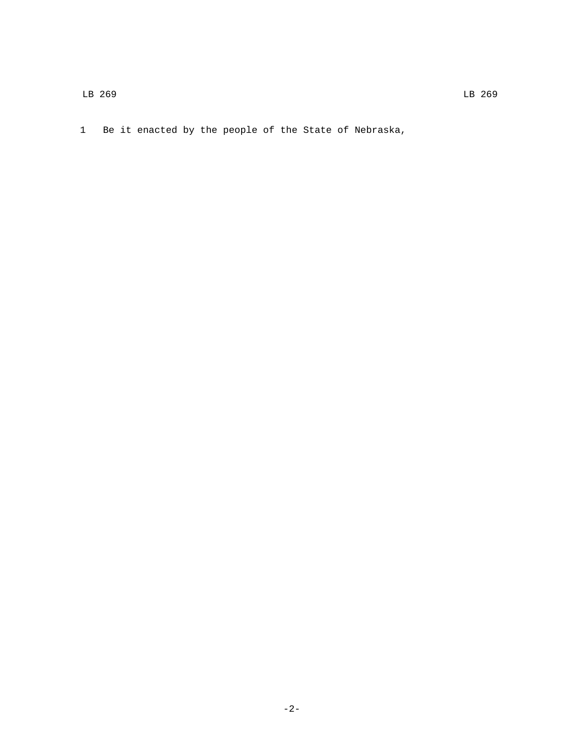Be it enacted by the people of the State of Nebraska,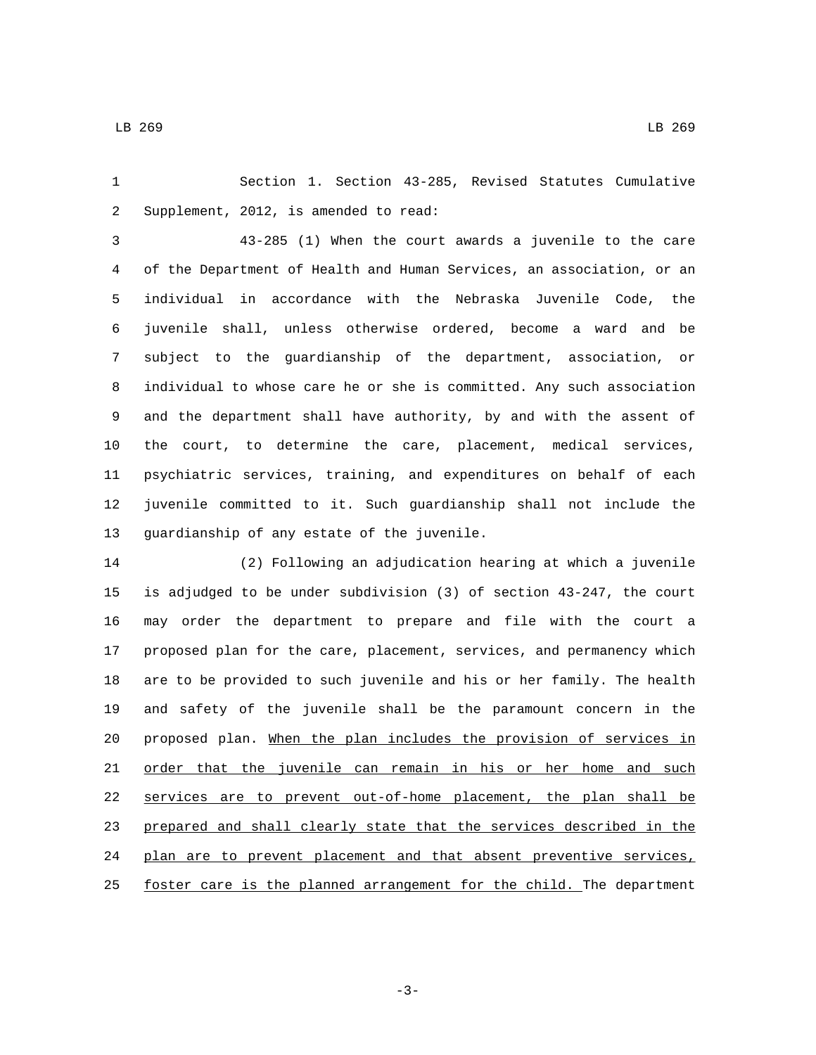Section 1. Section 43-285, Revised Statutes Cumulative Supplement, 2012, is amended to read:

43-285 (1) When the court awards a juvenile to the care of the Department of Health and Human Services, an association, or an individual in accordance with the Nebraska Juvenile Code, the juvenile shall, unless otherwise ordered, become a ward and be subject to the guardianship of the department, association, or individual to whose care he or she is committed. Any such association and the department shall have authority, by and with the assent of the court, to determine the care, placement, medical services, psychiatric services, training, and expenditures on behalf of each juvenile committed to it. Such guardianship shall not include the guardianship of any estate of the juvenile.

(2) Following an adjudication hearing at which a juvenile is adjudged to be under subdivision (3) of section 43-247, the court may order the department to prepare and file with the court a proposed plan for the care, placement, services, and permanency which are to be provided to such juvenile and his or her family. The health and safety of the juvenile shall be the paramount concern in the proposed plan. When the plan includes the provision of services in order that the juvenile can remain in his or her home and such services are to prevent out-of-home placement, the plan shall be prepared and shall clearly state that the services described in the plan are to prevent placement and that absent preventive services, foster care is the planned arrangement for the child. The department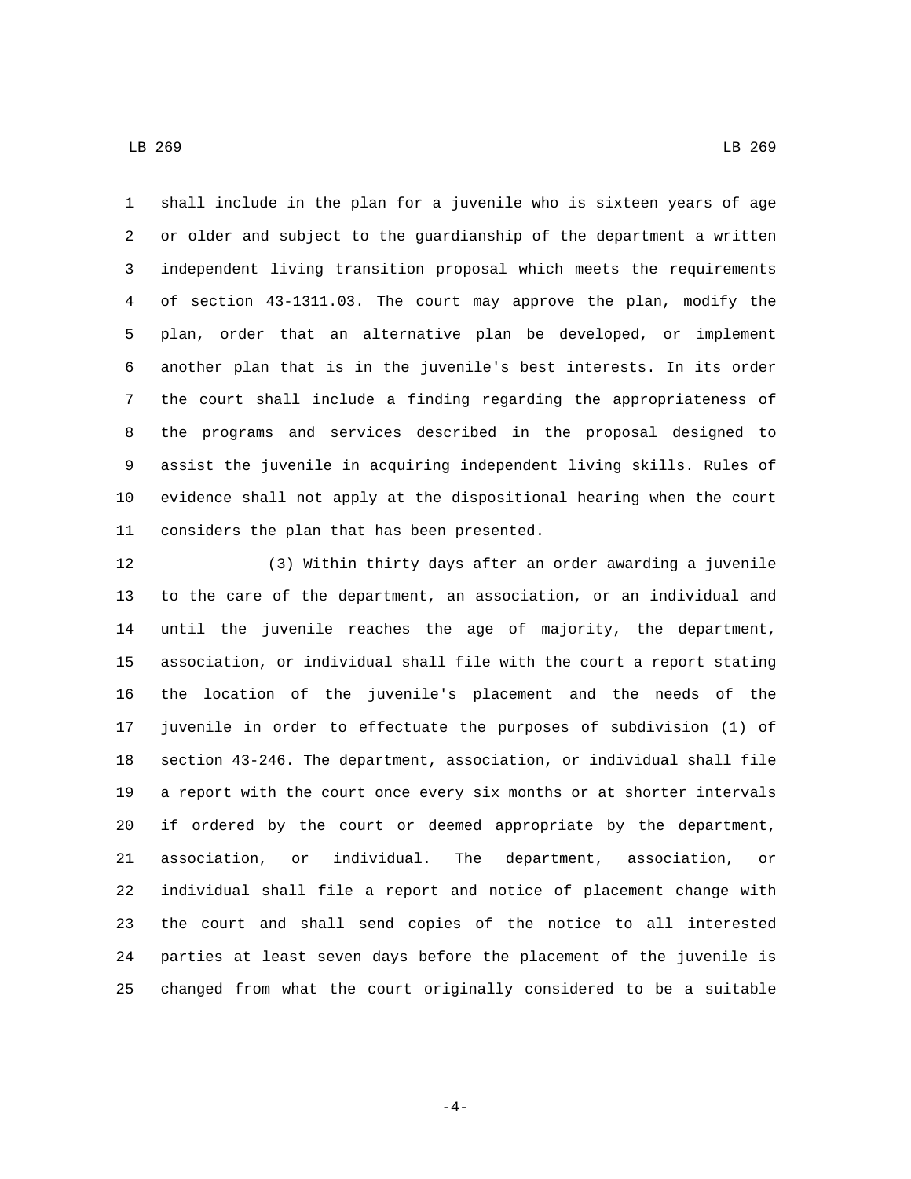shall include in the plan for a juvenile who is sixteen years of age or older and subject to the guardianship of the department a written independent living transition proposal which meets the requirements of section 43-1311.03. The court may approve the plan, modify the plan, order that an alternative plan be developed, or implement another plan that is in the juvenile's best interests. In its order the court shall include a finding regarding the appropriateness of the programs and services described in the proposal designed to assist the juvenile in acquiring independent living skills. Rules of evidence shall not apply at the dispositional hearing when the court considers the plan that has been presented.

(3) Within thirty days after an order awarding a juvenile to the care of the department, an association, or an individual and until the juvenile reaches the age of majority, the department, association, or individual shall file with the court a report stating the location of the juvenile's placement and the needs of the juvenile in order to effectuate the purposes of subdivision (1) of section 43-246. The department, association, or individual shall file a report with the court once every six months or at shorter intervals if ordered by the court or deemed appropriate by the department, association, or individual. The department, association, or individual shall file a report and notice of placement change with the court and shall send copies of the notice to all interested parties at least seven days before the placement of the juvenile is changed from what the court originally considered to be a suitable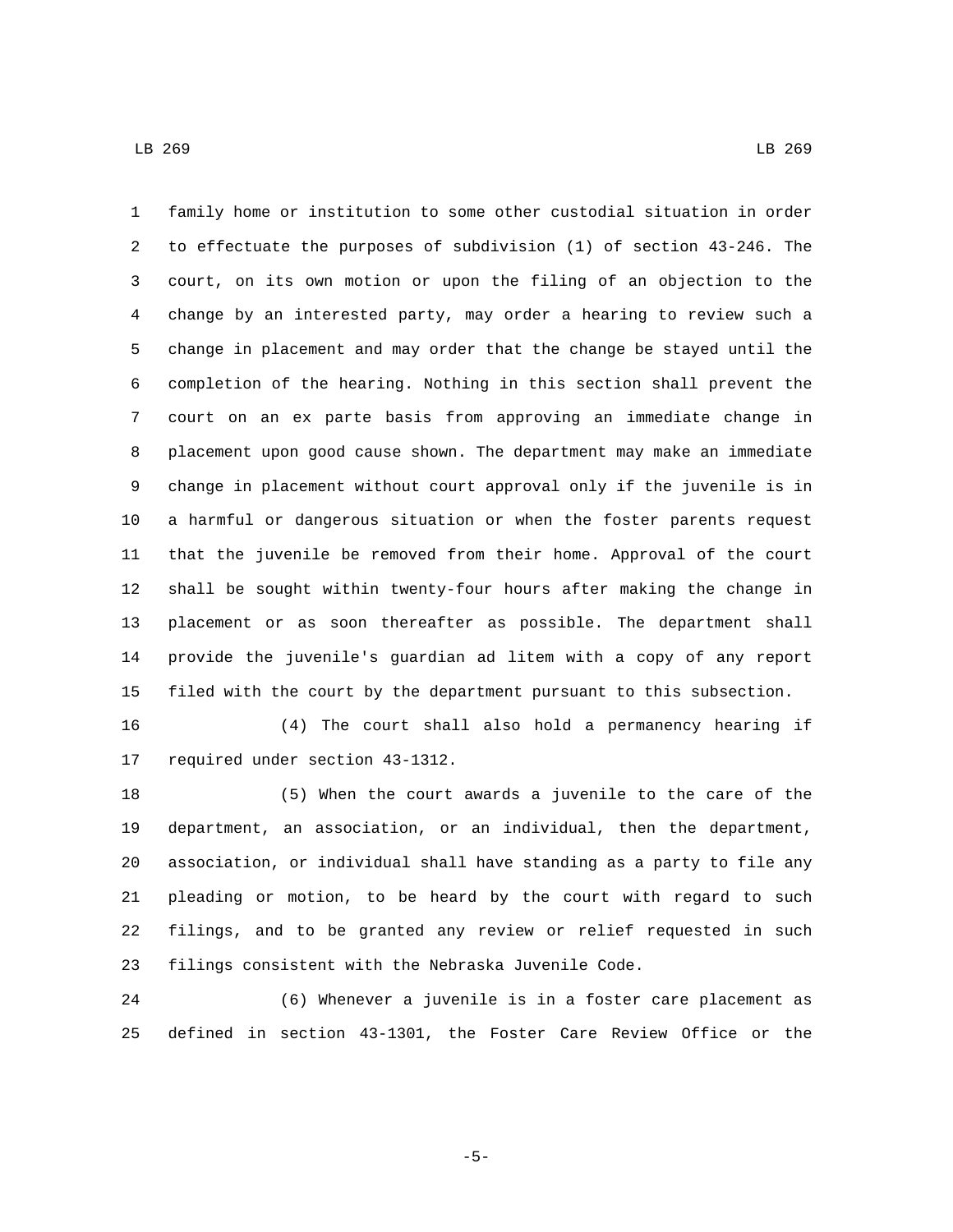family home or institution to some other custodial situation in order to effectuate the purposes of subdivision (1) of section 43-246. The court, on its own motion or upon the filing of an objection to the change by an interested party, may order a hearing to review such a change in placement and may order that the change be stayed until the completion of the hearing. Nothing in this section shall prevent the court on an ex parte basis from approving an immediate change in placement upon good cause shown. The department may make an immediate change in placement without court approval only if the juvenile is in a harmful or dangerous situation or when the foster parents request that the juvenile be removed from their home. Approval of the court shall be sought within twenty-four hours after making the change in placement or as soon thereafter as possible. The department shall provide the juvenile's guardian ad litem with a copy of any report filed with the court by the department pursuant to this subsection.

(4) The court shall also hold a permanency hearing if required under section 43-1312.

(5) When the court awards a juvenile to the care of the department, an association, or an individual, then the department, association, or individual shall have standing as a party to file any pleading or motion, to be heard by the court with regard to such filings, and to be granted any review or relief requested in such filings consistent with the Nebraska Juvenile Code.

(6) Whenever a juvenile is in a foster care placement as defined in section 43-1301, the Foster Care Review Office or the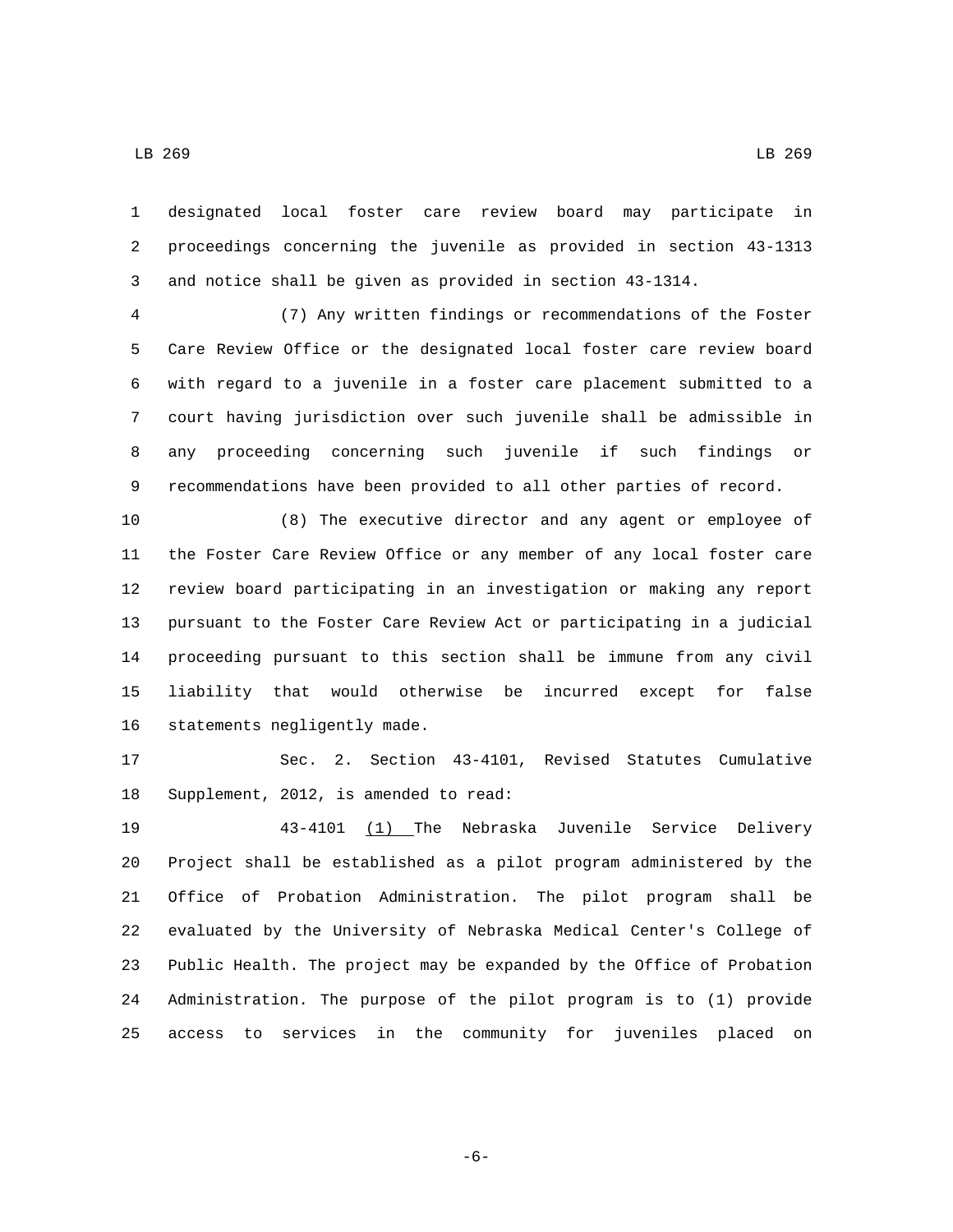designated local foster care review board may participate in proceedings concerning the juvenile as provided in section 43-1313 and notice shall be given as provided in section 43-1314.

(7) Any written findings or recommendations of the Foster Care Review Office or the designated local foster care review board with regard to a juvenile in a foster care placement submitted to a court having jurisdiction over such juvenile shall be admissible in any proceeding concerning such juvenile if such findings or recommendations have been provided to all other parties of record.

(8) The executive director and any agent or employee of the Foster Care Review Office or any member of any local foster care review board participating in an investigation or making any report pursuant to the Foster Care Review Act or participating in a judicial proceeding pursuant to this section shall be immune from any civil liability that would otherwise be incurred except for false statements negligently made.

Sec. 2. Section 43-4101, Revised Statutes Cumulative Supplement, 2012, is amended to read:

43-4101 <u>(1)</u> The Nebraska Juvenile Service Delivery Project shall be established as a pilot program administered by the Office of Probation Administration. The pilot program shall be evaluated by the University of Nebraska Medical Center's College of Public Health. The project may be expanded by the Office of Probation Administration. The purpose of the pilot program is to (1) provide access to services in the community for juveniles placed on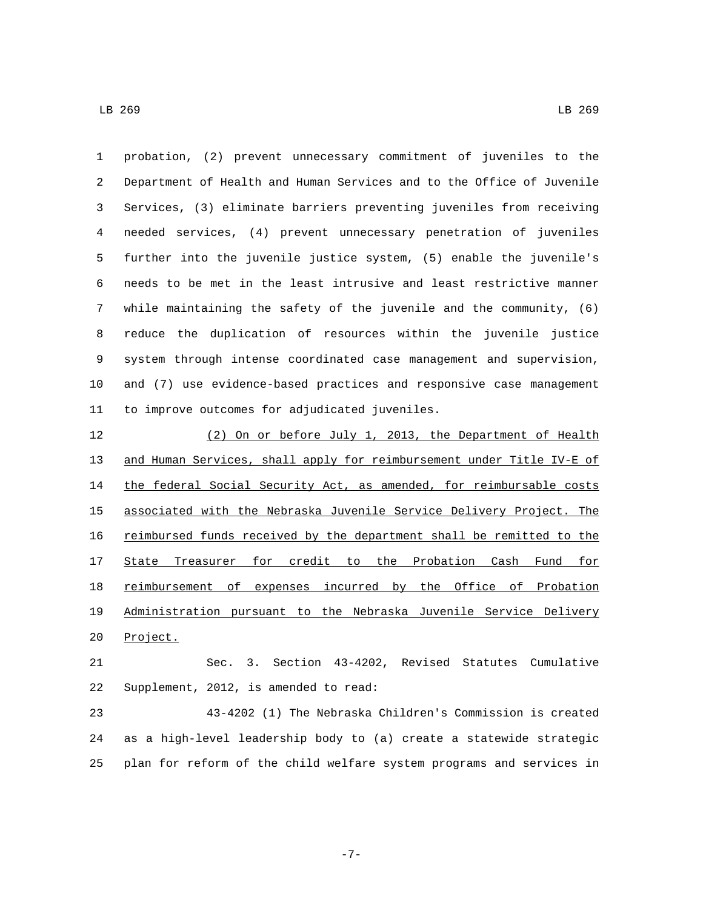probation, (2) prevent unnecessary commitment of juveniles to the Department of Health and Human Services and to the Office of Juvenile Services, (3) eliminate barriers preventing juveniles from receiving needed services, (4) prevent unnecessary penetration of juveniles further into the juvenile justice system, (5) enable the juvenile's needs to be met in the least intrusive and least restrictive manner while maintaining the safety of the juvenile and the community, (6) reduce the duplication of resources within the juvenile justice system through intense coordinated case management and supervision, and (7) use evidence-based practices and responsive case management to improve outcomes for adjudicated juveniles.

<u>(2) On or before July 1, 2013, the Department of Health and Human Services, shall apply for reimbursement under Title IV-E of the federal Social Security Act, as amended, for reimbursable costs associated with the Nebraska Juvenile Service Delivery Project. The reimbursed funds received by the department shall be remitted to the State Treasurer for credit to the Probation Cash Fund for reimbursement of expenses incurred by the Office of Probation Administration pursuant to the Nebraska Juvenile Service Delivery Project.</u>

Sec. 3. Section 43-4202, Revised Statutes Cumulative Supplement, 2012, is amended to read:

43-4202 (1) The Nebraska Children's Commission is created as a high-level leadership body to (a) create a statewide strategic plan for reform of the child welfare system programs and services in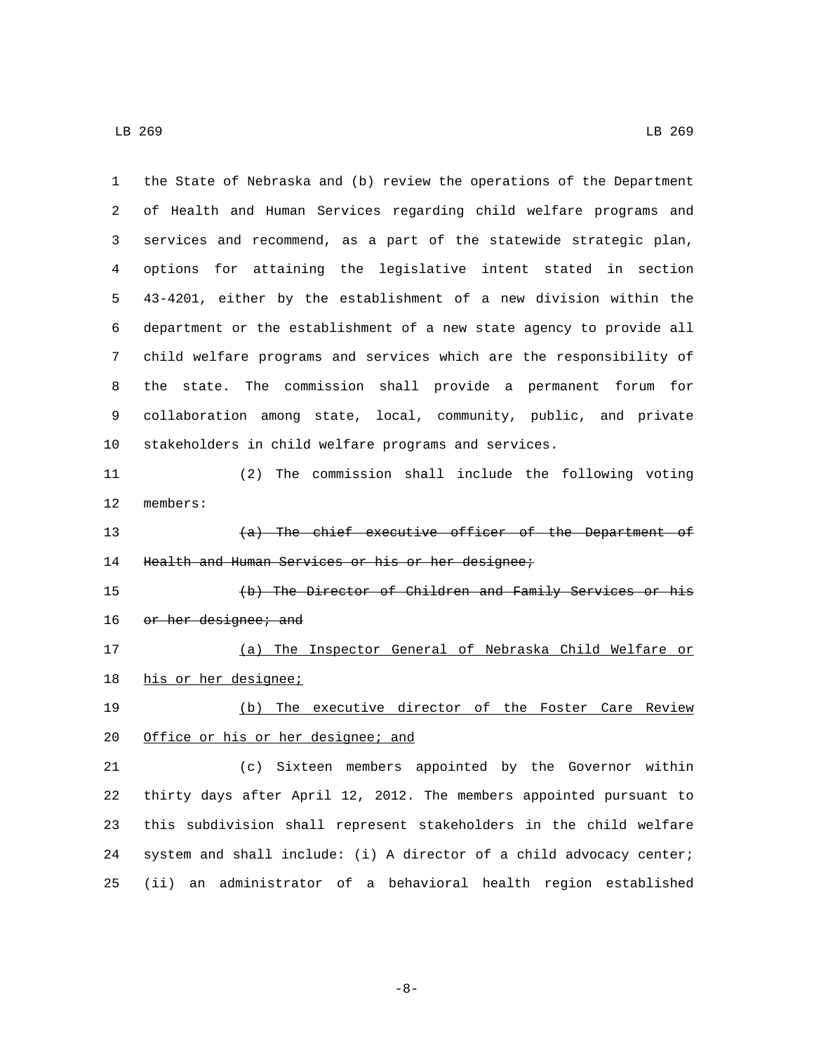the State of Nebraska and (b) review the operations of the Department of Health and Human Services regarding child welfare programs and services and recommend, as a part of the statewide strategic plan, options for attaining the legislative intent stated in section 43-4201, either by the establishment of a new division within the department or the establishment of a new state agency to provide all child welfare programs and services which are the responsibility of the state. The commission shall provide a permanent forum for collaboration among state, local, community, public, and private stakeholders in child welfare programs and services.

(2) The commission shall include the following voting members:

~~(a) The chief executive officer of the Department of Health and Human Services or his or her designee;~~

~~(b) The Director of Children and Family Services or his or her designee; and~~

<u>(a) The Inspector General of Nebraska Child Welfare or his or her designee;</u>

<u>(b) The executive director of the Foster Care Review Office or his or her designee; and</u>

(c) Sixteen members appointed by the Governor within thirty days after April 12, 2012. The members appointed pursuant to this subdivision shall represent stakeholders in the child welfare system and shall include: (i) A director of a child advocacy center; (ii) an administrator of a behavioral health region established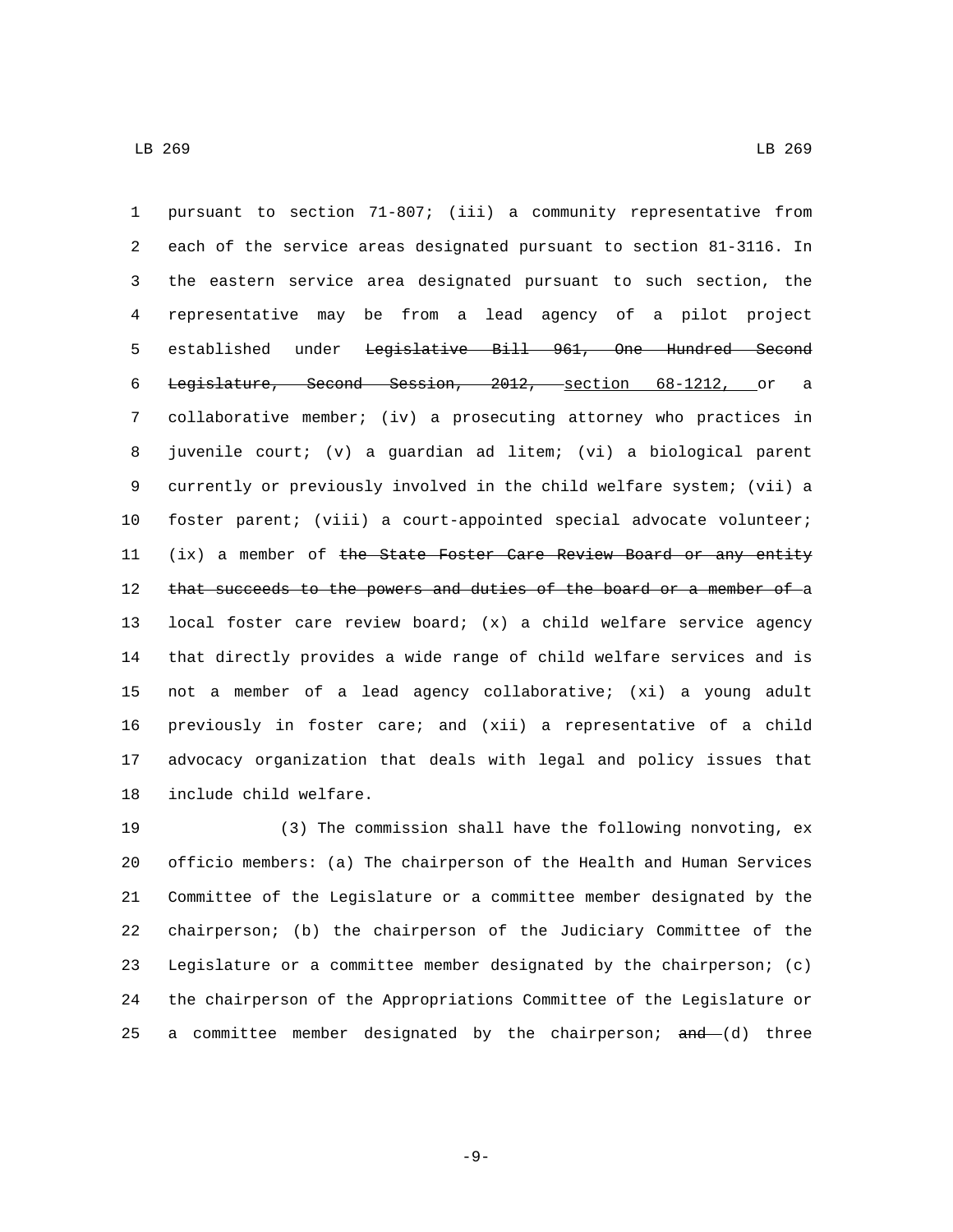pursuant to section 71-807; (iii) a community representative from each of the service areas designated pursuant to section 81-3116. In the eastern service area designated pursuant to such section, the representative may be from a lead agency of a pilot project established under ~~Legislative Bill 961, One Hundred Second Legislature, Second Session, 2012,~~ section 68-1212, or a collaborative member; (iv) a prosecuting attorney who practices in juvenile court; (v) a guardian ad litem; (vi) a biological parent currently or previously involved in the child welfare system; (vii) a foster parent; (viii) a court-appointed special advocate volunteer; (ix) a member of ~~the State Foster Care Review Board or any entity that succeeds to the powers and duties of the board or a member of~~ a local foster care review board; (x) a child welfare service agency that directly provides a wide range of child welfare services and is not a member of a lead agency collaborative; (xi) a young adult previously in foster care; and (xii) a representative of a child advocacy organization that deals with legal and policy issues that include child welfare.

(3) The commission shall have the following nonvoting, ex officio members: (a) The chairperson of the Health and Human Services Committee of the Legislature or a committee member designated by the chairperson; (b) the chairperson of the Judiciary Committee of the Legislature or a committee member designated by the chairperson; (c) the chairperson of the Appropriations Committee of the Legislature or a committee member designated by the chairperson; ~~and~~ (d) three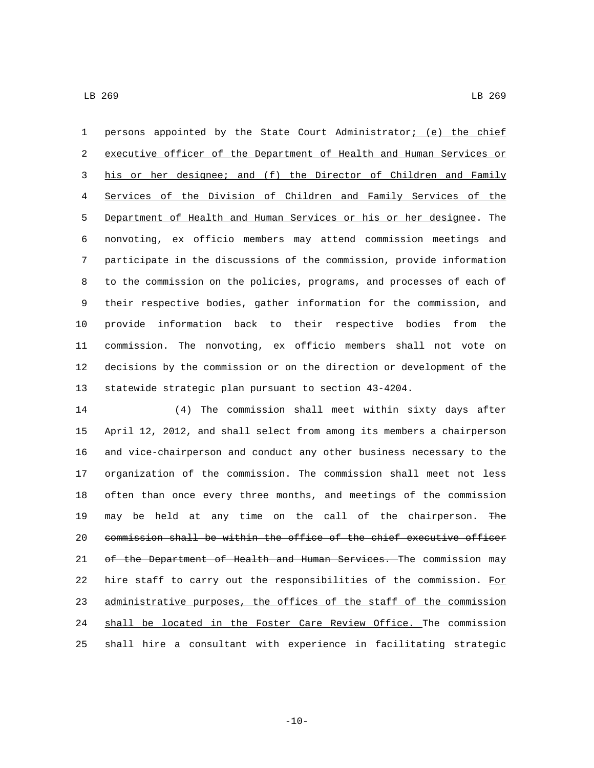persons appointed by the State Court Administrator; (e) the chief executive officer of the Department of Health and Human Services or his or her designee; and (f) the Director of Children and Family Services of the Division of Children and Family Services of the Department of Health and Human Services or his or her designee. The nonvoting, ex officio members may attend commission meetings and participate in the discussions of the commission, provide information to the commission on the policies, programs, and processes of each of their respective bodies, gather information for the commission, and provide information back to their respective bodies from the commission. The nonvoting, ex officio members shall not vote on decisions by the commission or on the direction or development of the statewide strategic plan pursuant to section 43-4204.

(4) The commission shall meet within sixty days after April 12, 2012, and shall select from among its members a chairperson and vice-chairperson and conduct any other business necessary to the organization of the commission. The commission shall meet not less often than once every three months, and meetings of the commission may be held at any time on the call of the chairperson. ~~The commission shall be within the office of the chief executive officer of the Department of Health and Human Services.~~ The commission may hire staff to carry out the responsibilities of the commission. For administrative purposes, the offices of the staff of the commission shall be located in the Foster Care Review Office. The commission shall hire a consultant with experience in facilitating strategic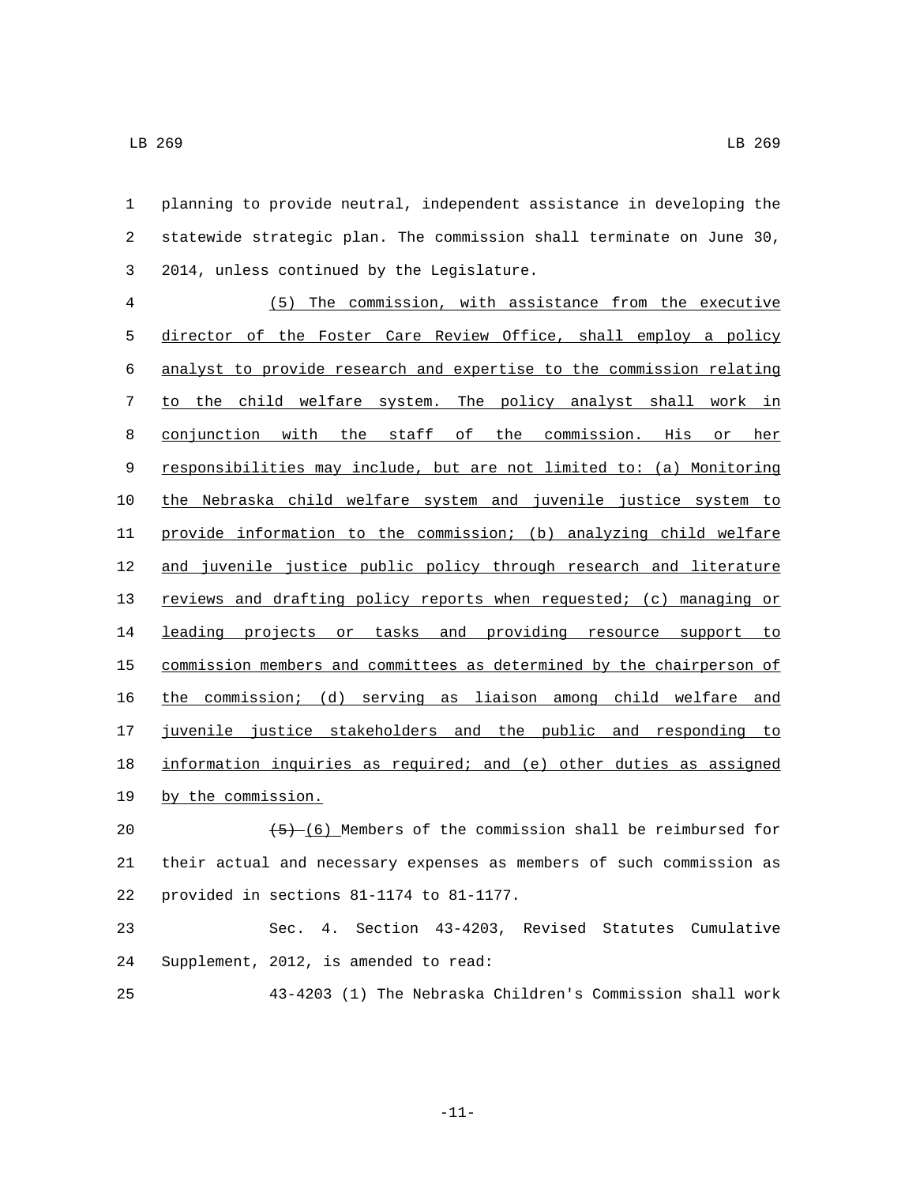planning to provide neutral, independent assistance in developing the statewide strategic plan. The commission shall terminate on June 30, 2014, unless continued by the Legislature.

(5) The commission, with assistance from the executive director of the Foster Care Review Office, shall employ a policy analyst to provide research and expertise to the commission relating to the child welfare system. The policy analyst shall work in conjunction with the staff of the commission. His or her responsibilities may include, but are not limited to: (a) Monitoring the Nebraska child welfare system and juvenile justice system to provide information to the commission; (b) analyzing child welfare and juvenile justice public policy through research and literature reviews and drafting policy reports when requested; (c) managing or leading projects or tasks and providing resource support to commission members and committees as determined by the chairperson of the commission; (d) serving as liaison among child welfare and juvenile justice stakeholders and the public and responding to information inquiries as required; and (e) other duties as assigned by the commission.

~~(5)~~ (6) Members of the commission shall be reimbursed for their actual and necessary expenses as members of such commission as provided in sections 81-1174 to 81-1177.

Sec. 4. Section 43-4203, Revised Statutes Cumulative Supplement, 2012, is amended to read:

43-4203 (1) The Nebraska Children's Commission shall work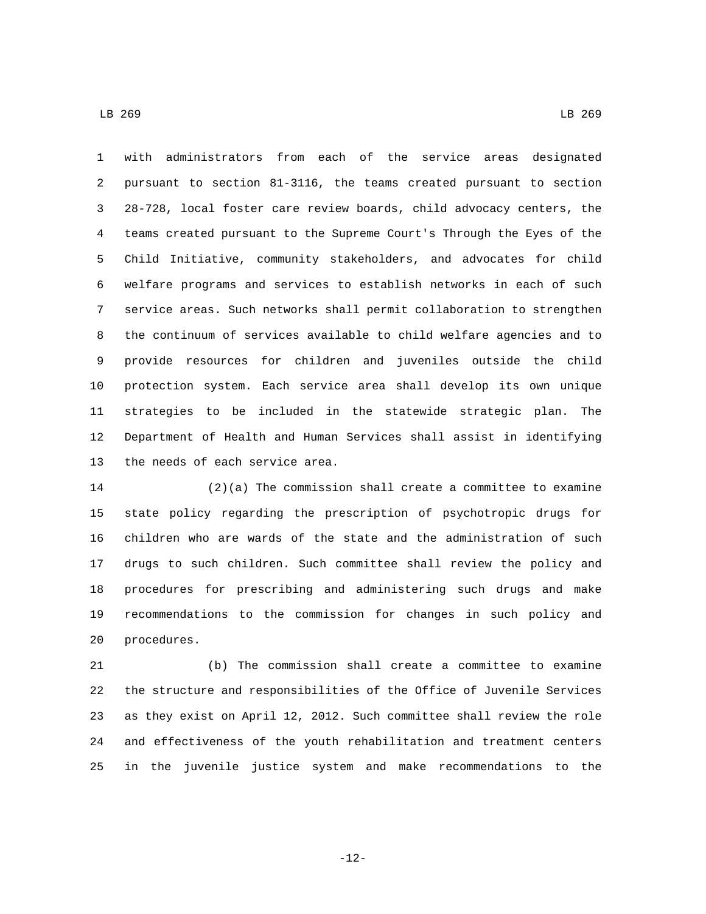with administrators from each of the service areas designated pursuant to section 81-3116, the teams created pursuant to section 28-728, local foster care review boards, child advocacy centers, the teams created pursuant to the Supreme Court's Through the Eyes of the Child Initiative, community stakeholders, and advocates for child welfare programs and services to establish networks in each of such service areas. Such networks shall permit collaboration to strengthen the continuum of services available to child welfare agencies and to provide resources for children and juveniles outside the child protection system. Each service area shall develop its own unique strategies to be included in the statewide strategic plan. The Department of Health and Human Services shall assist in identifying the needs of each service area.

(2)(a) The commission shall create a committee to examine state policy regarding the prescription of psychotropic drugs for children who are wards of the state and the administration of such drugs to such children. Such committee shall review the policy and procedures for prescribing and administering such drugs and make recommendations to the commission for changes in such policy and procedures.

(b) The commission shall create a committee to examine the structure and responsibilities of the Office of Juvenile Services as they exist on April 12, 2012. Such committee shall review the role and effectiveness of the youth rehabilitation and treatment centers in the juvenile justice system and make recommendations to the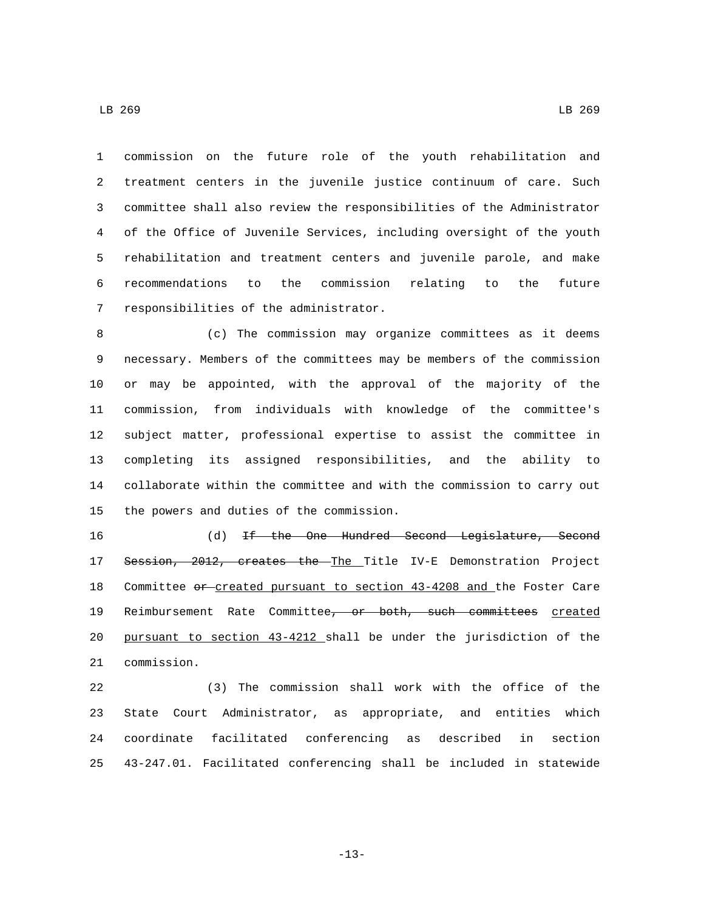commission on the future role of the youth rehabilitation and treatment centers in the juvenile justice continuum of care. Such committee shall also review the responsibilities of the Administrator of the Office of Juvenile Services, including oversight of the youth rehabilitation and treatment centers and juvenile parole, and make recommendations to the commission relating to the future responsibilities of the administrator.

(c) The commission may organize committees as it deems necessary. Members of the committees may be members of the commission or may be appointed, with the approval of the majority of the commission, from individuals with knowledge of the committee's subject matter, professional expertise to assist the committee in completing its assigned responsibilities, and the ability to collaborate within the committee and with the commission to carry out the powers and duties of the commission.

(d) ~~If the One Hundred Second Legislature, Second Session, 2012, creates the~~ The Title IV-E Demonstration Project Committee ~~or~~ created pursuant to section 43-4208 and the Foster Care Reimbursement Rate Committee~~, or both, such committees~~ created pursuant to section 43-4212 shall be under the jurisdiction of the commission.

(3) The commission shall work with the office of the State Court Administrator, as appropriate, and entities which coordinate facilitated conferencing as described in section 43-247.01. Facilitated conferencing shall be included in statewide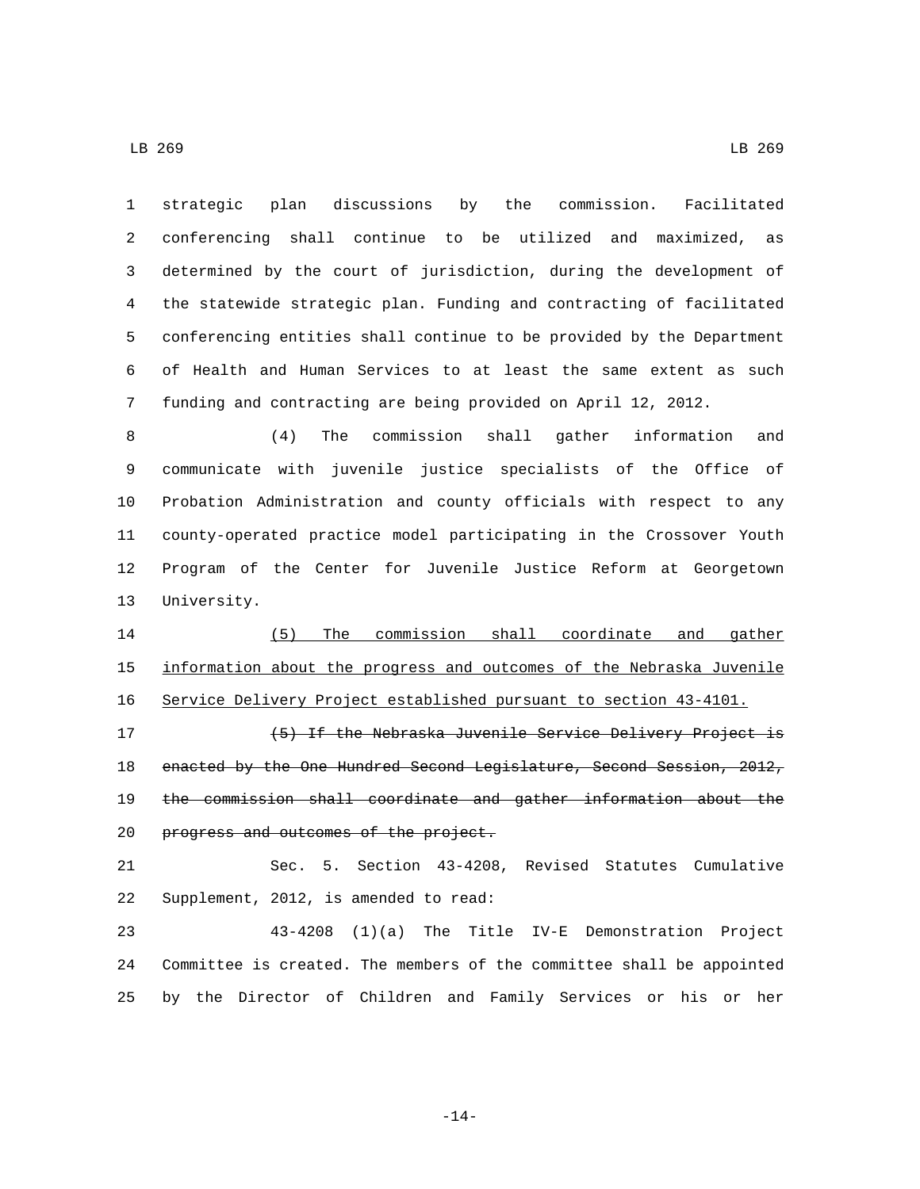strategic plan discussions by the commission. Facilitated conferencing shall continue to be utilized and maximized, as determined by the court of jurisdiction, during the development of the statewide strategic plan. Funding and contracting of facilitated conferencing entities shall continue to be provided by the Department of Health and Human Services to at least the same extent as such funding and contracting are being provided on April 12, 2012.

(4) The commission shall gather information and communicate with juvenile justice specialists of the Office of Probation Administration and county officials with respect to any county-operated practice model participating in the Crossover Youth Program of the Center for Juvenile Justice Reform at Georgetown University.

<u>(5) The commission shall coordinate and gather information about the progress and outcomes of the Nebraska Juvenile Service Delivery Project established pursuant to section 43-4101.</u>

~~(5) If the Nebraska Juvenile Service Delivery Project is enacted by the One Hundred Second Legislature, Second Session, 2012, the commission shall coordinate and gather information about the progress and outcomes of the project.~~

Sec. 5. Section 43-4208, Revised Statutes Cumulative Supplement, 2012, is amended to read:

43-4208 (1)(a) The Title IV-E Demonstration Project Committee is created. The members of the committee shall be appointed by the Director of Children and Family Services or his or her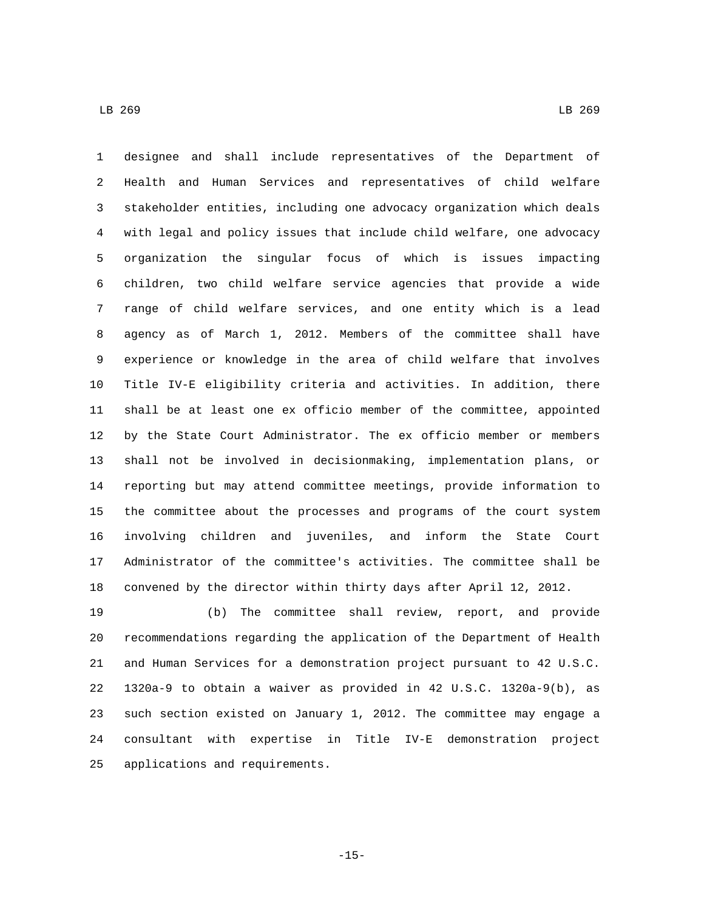designee and shall include representatives of the Department of Health and Human Services and representatives of child welfare stakeholder entities, including one advocacy organization which deals with legal and policy issues that include child welfare, one advocacy organization the singular focus of which is issues impacting children, two child welfare service agencies that provide a wide range of child welfare services, and one entity which is a lead agency as of March 1, 2012. Members of the committee shall have experience or knowledge in the area of child welfare that involves Title IV-E eligibility criteria and activities. In addition, there shall be at least one ex officio member of the committee, appointed by the State Court Administrator. The ex officio member or members shall not be involved in decisionmaking, implementation plans, or reporting but may attend committee meetings, provide information to the committee about the processes and programs of the court system involving children and juveniles, and inform the State Court Administrator of the committee's activities. The committee shall be convened by the director within thirty days after April 12, 2012.

(b) The committee shall review, report, and provide recommendations regarding the application of the Department of Health and Human Services for a demonstration project pursuant to 42 U.S.C. 1320a-9 to obtain a waiver as provided in 42 U.S.C. 1320a-9(b), as such section existed on January 1, 2012. The committee may engage a consultant with expertise in Title IV-E demonstration project applications and requirements.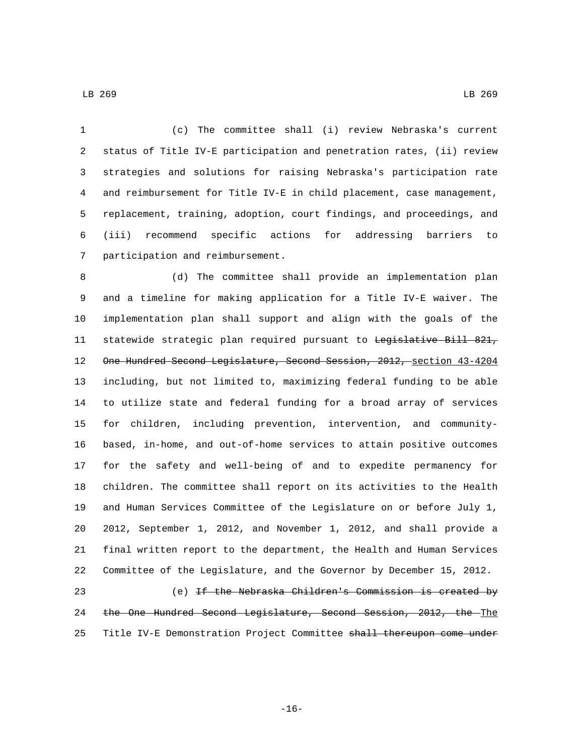(c) The committee shall (i) review Nebraska's current status of Title IV-E participation and penetration rates, (ii) review strategies and solutions for raising Nebraska's participation rate and reimbursement for Title IV-E in child placement, case management, replacement, training, adoption, court findings, and proceedings, and (iii) recommend specific actions for addressing barriers to participation and reimbursement.

(d) The committee shall provide an implementation plan and a timeline for making application for a Title IV-E waiver. The implementation plan shall support and align with the goals of the statewide strategic plan required pursuant to ~~Legislative Bill 821, One Hundred Second Legislature, Second Session, 2012,~~ section 43-4204 including, but not limited to, maximizing federal funding to be able to utilize state and federal funding for a broad array of services for children, including prevention, intervention, and community-based, in-home, and out-of-home services to attain positive outcomes for the safety and well-being of and to expedite permanency for children. The committee shall report on its activities to the Health and Human Services Committee of the Legislature on or before July 1, 2012, September 1, 2012, and November 1, 2012, and shall provide a final written report to the department, the Health and Human Services Committee of the Legislature, and the Governor by December 15, 2012.

(e) ~~If the Nebraska Children's Commission is created by the One Hundred Second Legislature, Second Session, 2012, the~~ The Title IV-E Demonstration Project Committee ~~shall thereupon come under~~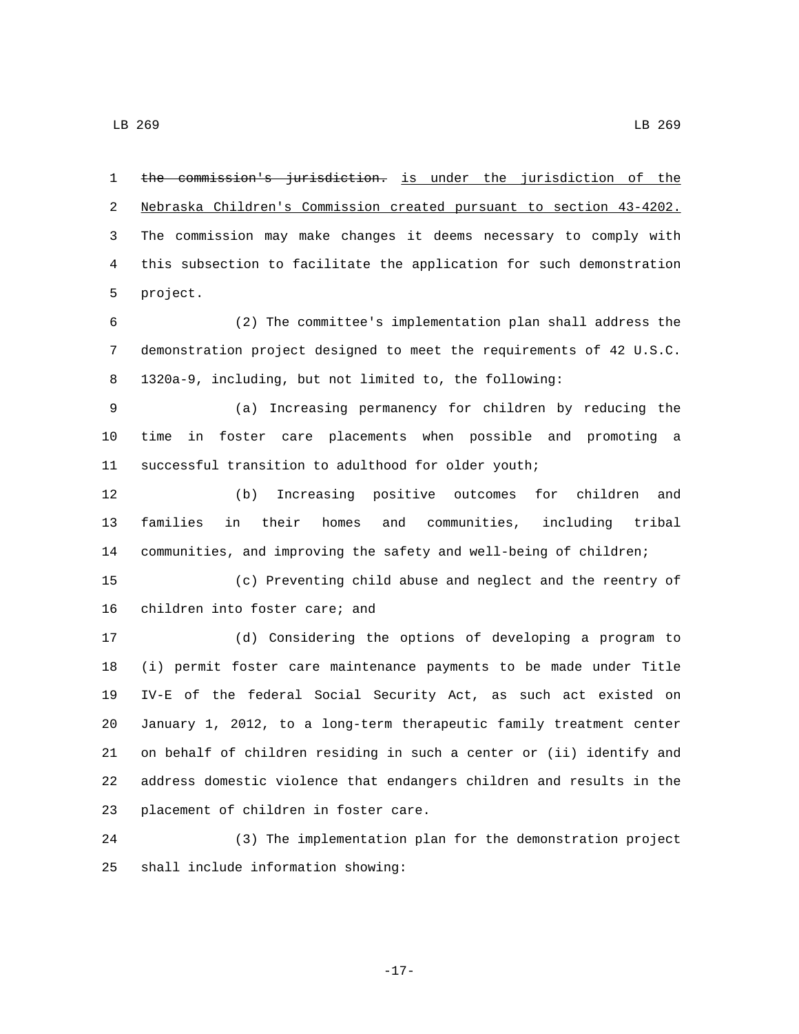~~the commission's jurisdiction.~~ <u>is under the jurisdiction of the Nebraska Children's Commission created pursuant to section 43-4202.</u> The commission may make changes it deems necessary to comply with this subsection to facilitate the application for such demonstration project.

(2) The committee's implementation plan shall address the demonstration project designed to meet the requirements of 42 U.S.C. 1320a-9, including, but not limited to, the following:

(a) Increasing permanency for children by reducing the time in foster care placements when possible and promoting a successful transition to adulthood for older youth;

(b) Increasing positive outcomes for children and families in their homes and communities, including tribal communities, and improving the safety and well-being of children;

(c) Preventing child abuse and neglect and the reentry of children into foster care; and

(d) Considering the options of developing a program to (i) permit foster care maintenance payments to be made under Title IV-E of the federal Social Security Act, as such act existed on January 1, 2012, to a long-term therapeutic family treatment center on behalf of children residing in such a center or (ii) identify and address domestic violence that endangers children and results in the placement of children in foster care.

(3) The implementation plan for the demonstration project shall include information showing: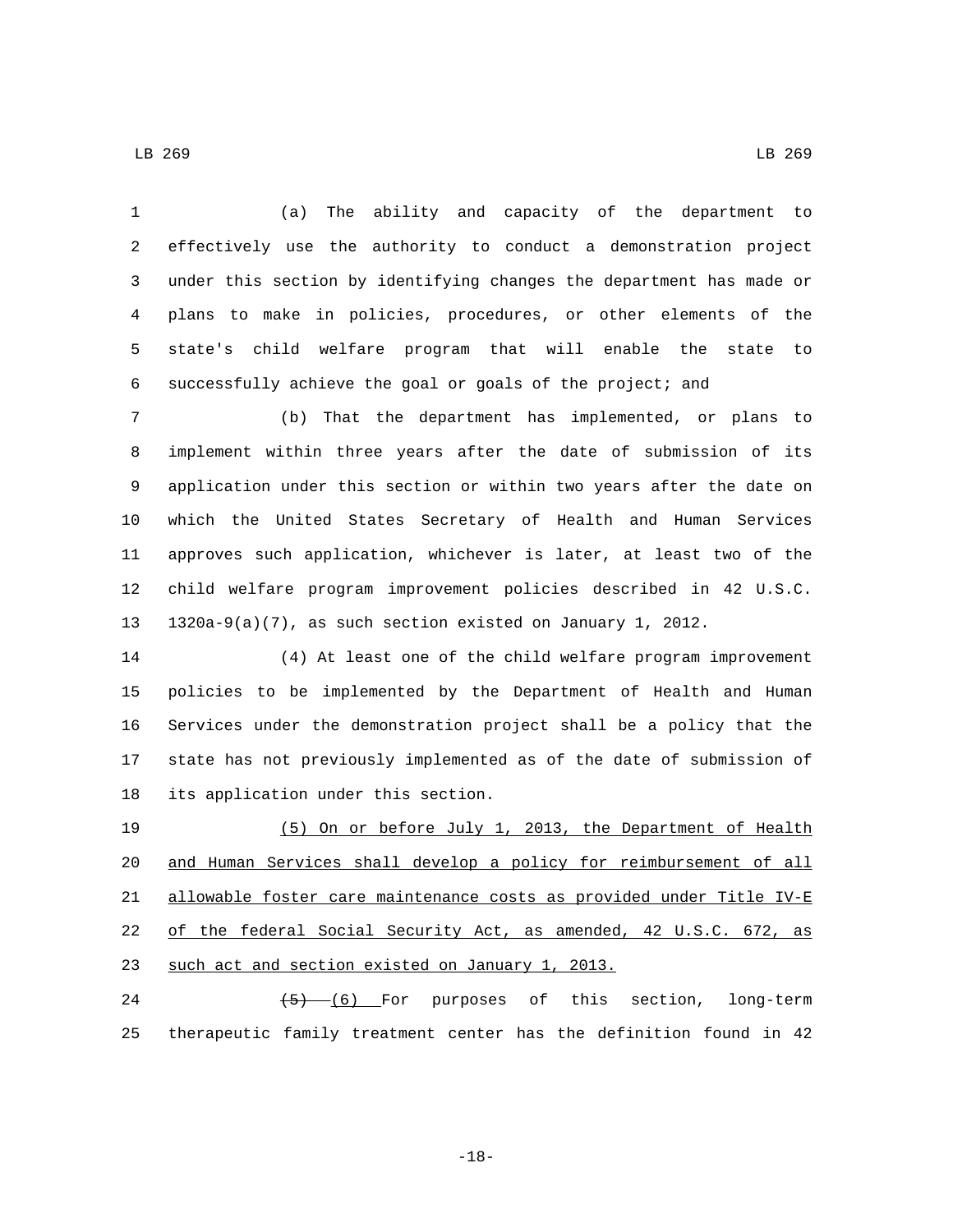(a) The ability and capacity of the department to effectively use the authority to conduct a demonstration project under this section by identifying changes the department has made or plans to make in policies, procedures, or other elements of the state's child welfare program that will enable the state to successfully achieve the goal or goals of the project; and

(b) That the department has implemented, or plans to implement within three years after the date of submission of its application under this section or within two years after the date on which the United States Secretary of Health and Human Services approves such application, whichever is later, at least two of the child welfare program improvement policies described in 42 U.S.C. 1320a-9(a)(7), as such section existed on January 1, 2012.

(4) At least one of the child welfare program improvement policies to be implemented by the Department of Health and Human Services under the demonstration project shall be a policy that the state has not previously implemented as of the date of submission of its application under this section.

<u>(5) On or before July 1, 2013, the Department of Health and Human Services shall develop a policy for reimbursement of all allowable foster care maintenance costs as provided under Title IV-E of the federal Social Security Act, as amended, 42 U.S.C. 672, as such act and section existed on January 1, 2013.</u>

~~(5)~~ <u>(6)</u> For purposes of this section, long-term therapeutic family treatment center has the definition found in 42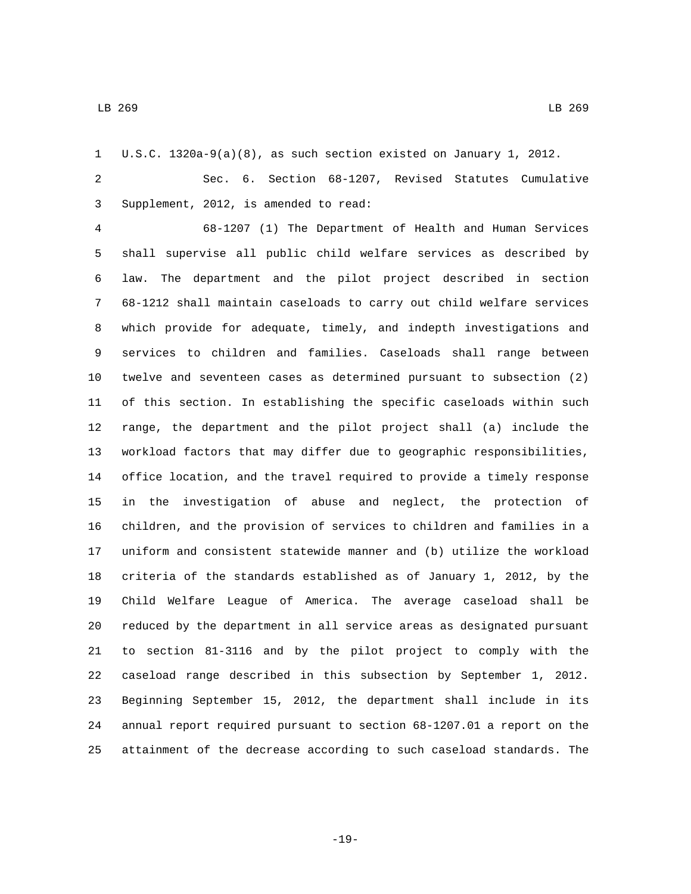U.S.C. 1320a-9(a)(8), as such section existed on January 1, 2012.

Sec. 6. Section 68-1207, Revised Statutes Cumulative Supplement, 2012, is amended to read:

68-1207 (1) The Department of Health and Human Services shall supervise all public child welfare services as described by law. The department and the pilot project described in section 68-1212 shall maintain caseloads to carry out child welfare services which provide for adequate, timely, and indepth investigations and services to children and families. Caseloads shall range between twelve and seventeen cases as determined pursuant to subsection (2) of this section. In establishing the specific caseloads within such range, the department and the pilot project shall (a) include the workload factors that may differ due to geographic responsibilities, office location, and the travel required to provide a timely response in the investigation of abuse and neglect, the protection of children, and the provision of services to children and families in a uniform and consistent statewide manner and (b) utilize the workload criteria of the standards established as of January 1, 2012, by the Child Welfare League of America. The average caseload shall be reduced by the department in all service areas as designated pursuant to section 81-3116 and by the pilot project to comply with the caseload range described in this subsection by September 1, 2012. Beginning September 15, 2012, the department shall include in its annual report required pursuant to section 68-1207.01 a report on the attainment of the decrease according to such caseload standards. The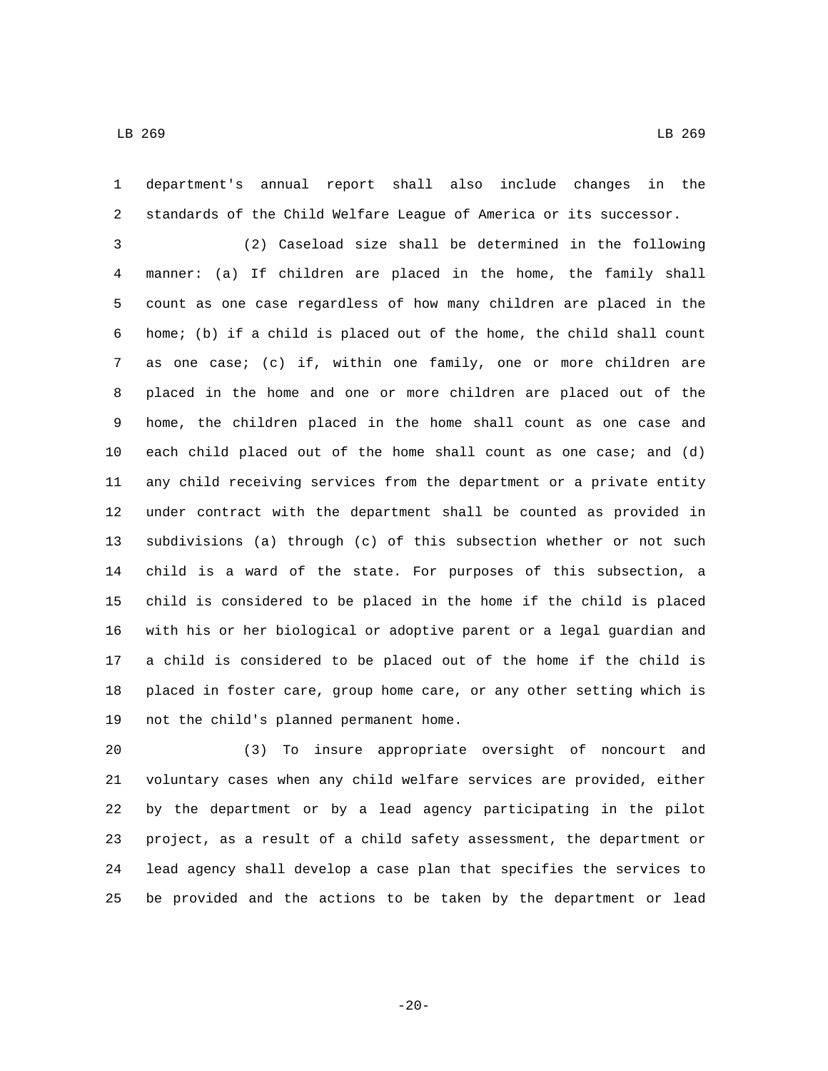department's annual report shall also include changes in the standards of the Child Welfare League of America or its successor.

(2) Caseload size shall be determined in the following manner: (a) If children are placed in the home, the family shall count as one case regardless of how many children are placed in the home; (b) if a child is placed out of the home, the child shall count as one case; (c) if, within one family, one or more children are placed in the home and one or more children are placed out of the home, the children placed in the home shall count as one case and each child placed out of the home shall count as one case; and (d) any child receiving services from the department or a private entity under contract with the department shall be counted as provided in subdivisions (a) through (c) of this subsection whether or not such child is a ward of the state. For purposes of this subsection, a child is considered to be placed in the home if the child is placed with his or her biological or adoptive parent or a legal guardian and a child is considered to be placed out of the home if the child is placed in foster care, group home care, or any other setting which is not the child's planned permanent home.

(3) To insure appropriate oversight of noncourt and voluntary cases when any child welfare services are provided, either by the department or by a lead agency participating in the pilot project, as a result of a child safety assessment, the department or lead agency shall develop a case plan that specifies the services to be provided and the actions to be taken by the department or lead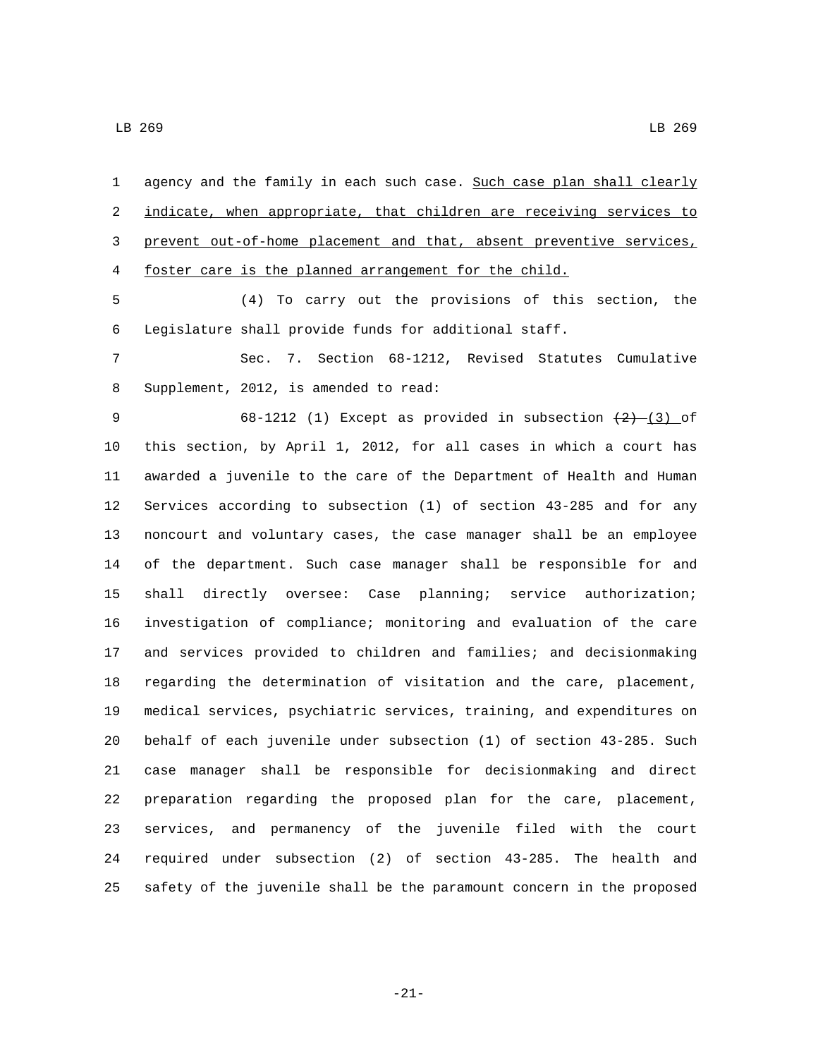agency and the family in each such case. Such case plan shall clearly indicate, when appropriate, that children are receiving services to prevent out-of-home placement and that, absent preventive services, foster care is the planned arrangement for the child.

(4) To carry out the provisions of this section, the Legislature shall provide funds for additional staff.

Sec. 7. Section 68-1212, Revised Statutes Cumulative Supplement, 2012, is amended to read:

68-1212 (1) Except as provided in subsection ~~(2)~~ (3) of this section, by April 1, 2012, for all cases in which a court has awarded a juvenile to the care of the Department of Health and Human Services according to subsection (1) of section 43-285 and for any noncourt and voluntary cases, the case manager shall be an employee of the department. Such case manager shall be responsible for and shall directly oversee: Case planning; service authorization; investigation of compliance; monitoring and evaluation of the care and services provided to children and families; and decisionmaking regarding the determination of visitation and the care, placement, medical services, psychiatric services, training, and expenditures on behalf of each juvenile under subsection (1) of section 43-285. Such case manager shall be responsible for decisionmaking and direct preparation regarding the proposed plan for the care, placement, services, and permanency of the juvenile filed with the court required under subsection (2) of section 43-285. The health and safety of the juvenile shall be the paramount concern in the proposed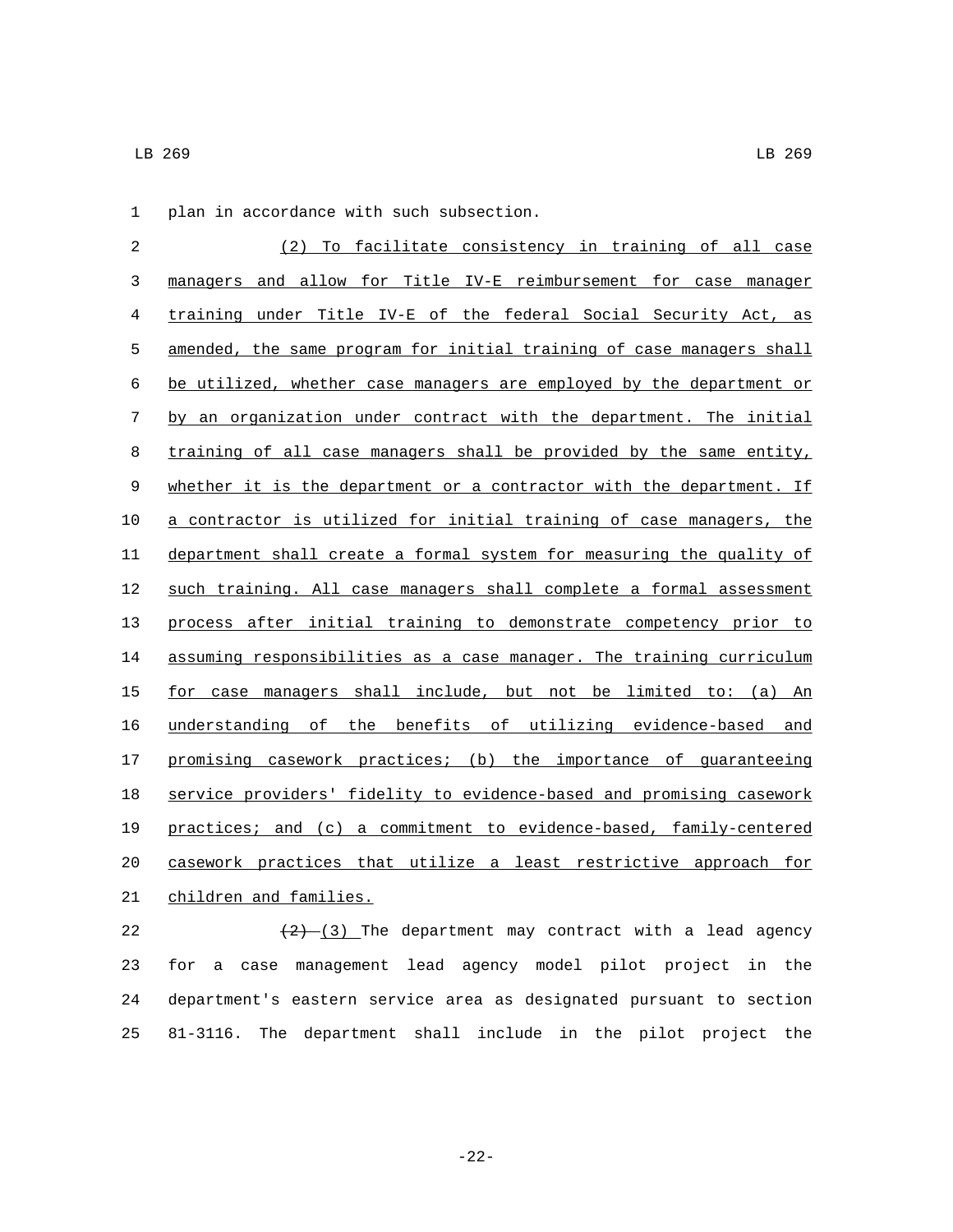plan in accordance with such subsection.

(2) To facilitate consistency in training of all case managers and allow for Title IV-E reimbursement for case manager training under Title IV-E of the federal Social Security Act, as amended, the same program for initial training of case managers shall be utilized, whether case managers are employed by the department or by an organization under contract with the department. The initial training of all case managers shall be provided by the same entity, whether it is the department or a contractor with the department. If a contractor is utilized for initial training of case managers, the department shall create a formal system for measuring the quality of such training. All case managers shall complete a formal assessment process after initial training to demonstrate competency prior to assuming responsibilities as a case manager. The training curriculum for case managers shall include, but not be limited to: (a) An understanding of the benefits of utilizing evidence-based and promising casework practices; (b) the importance of guaranteeing service providers' fidelity to evidence-based and promising casework practices; and (c) a commitment to evidence-based, family-centered casework practices that utilize a least restrictive approach for children and families.

~~(2)~~ (3) The department may contract with a lead agency for a case management lead agency model pilot project in the department's eastern service area as designated pursuant to section 81-3116. The department shall include in the pilot project the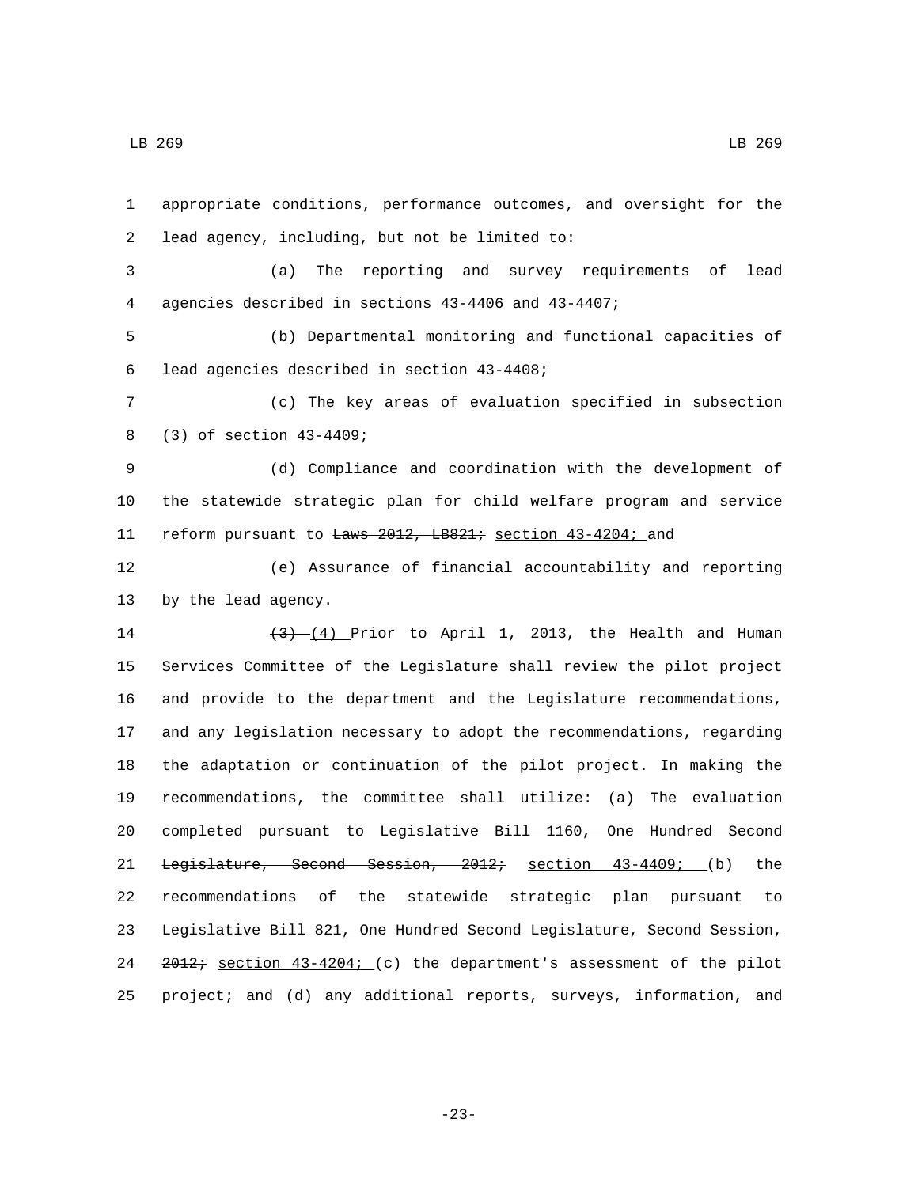appropriate conditions, performance outcomes, and oversight for the lead agency, including, but not limited to:

(a) The reporting and survey requirements of lead agencies described in sections 43-4406 and 43-4407;

(b) Departmental monitoring and functional capacities of lead agencies described in section 43-4408;

(c) The key areas of evaluation specified in subsection (3) of section 43-4409;

(d) Compliance and coordination with the development of the statewide strategic plan for child welfare program and service reform pursuant to ~~Laws 2012, LB821;~~ section 43-4204; and

(e) Assurance of financial accountability and reporting by the lead agency.

~~(3)~~ (4) Prior to April 1, 2013, the Health and Human Services Committee of the Legislature shall review the pilot project and provide to the department and the Legislature recommendations, and any legislation necessary to adopt the recommendations, regarding the adaptation or continuation of the pilot project. In making the recommendations, the committee shall utilize: (a) The evaluation completed pursuant to ~~Legislative Bill 1160, One Hundred Second Legislature, Second Session, 2012;~~ section 43-4409; (b) the recommendations of the statewide strategic plan pursuant to ~~Legislative Bill 821, One Hundred Second Legislature, Second Session, 2012;~~ section 43-4204; (c) the department's assessment of the pilot project; and (d) any additional reports, surveys, information, and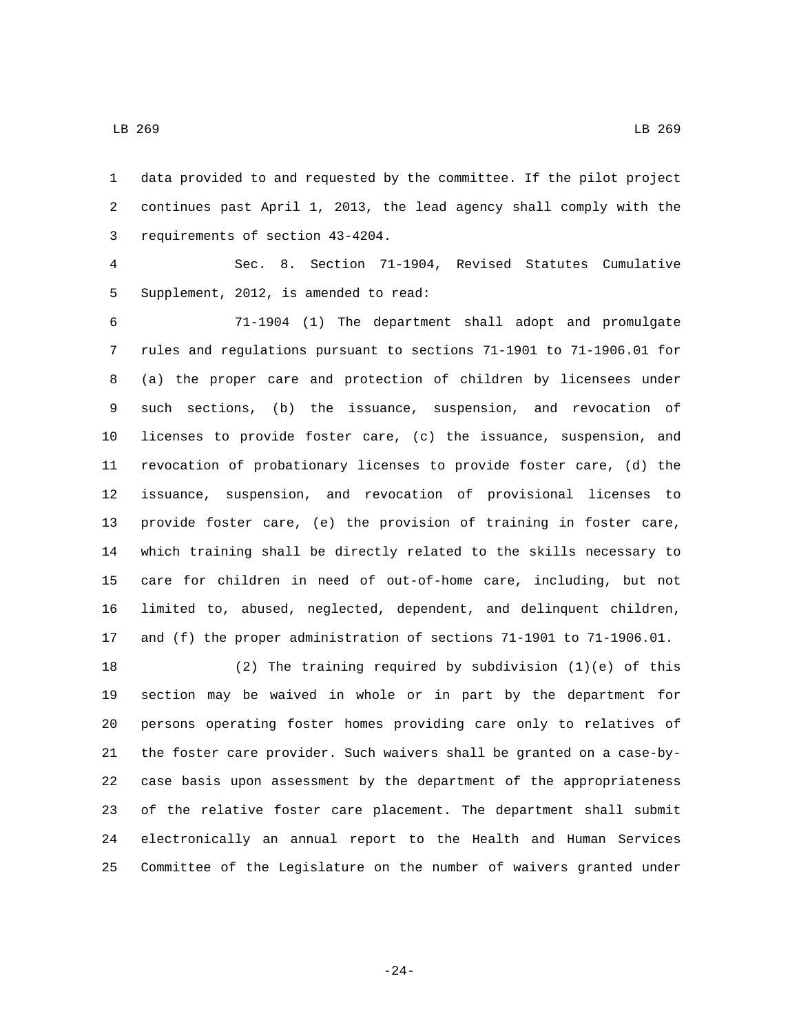data provided to and requested by the committee. If the pilot project continues past April 1, 2013, the lead agency shall comply with the requirements of section 43-4204.

Sec. 8. Section 71-1904, Revised Statutes Cumulative Supplement, 2012, is amended to read:

71-1904 (1) The department shall adopt and promulgate rules and regulations pursuant to sections 71-1901 to 71-1906.01 for (a) the proper care and protection of children by licensees under such sections, (b) the issuance, suspension, and revocation of licenses to provide foster care, (c) the issuance, suspension, and revocation of probationary licenses to provide foster care, (d) the issuance, suspension, and revocation of provisional licenses to provide foster care, (e) the provision of training in foster care, which training shall be directly related to the skills necessary to care for children in need of out-of-home care, including, but not limited to, abused, neglected, dependent, and delinquent children, and (f) the proper administration of sections 71-1901 to 71-1906.01.

(2) The training required by subdivision (1)(e) of this section may be waived in whole or in part by the department for persons operating foster homes providing care only to relatives of the foster care provider. Such waivers shall be granted on a case-by-case basis upon assessment by the department of the appropriateness of the relative foster care placement. The department shall submit electronically an annual report to the Health and Human Services Committee of the Legislature on the number of waivers granted under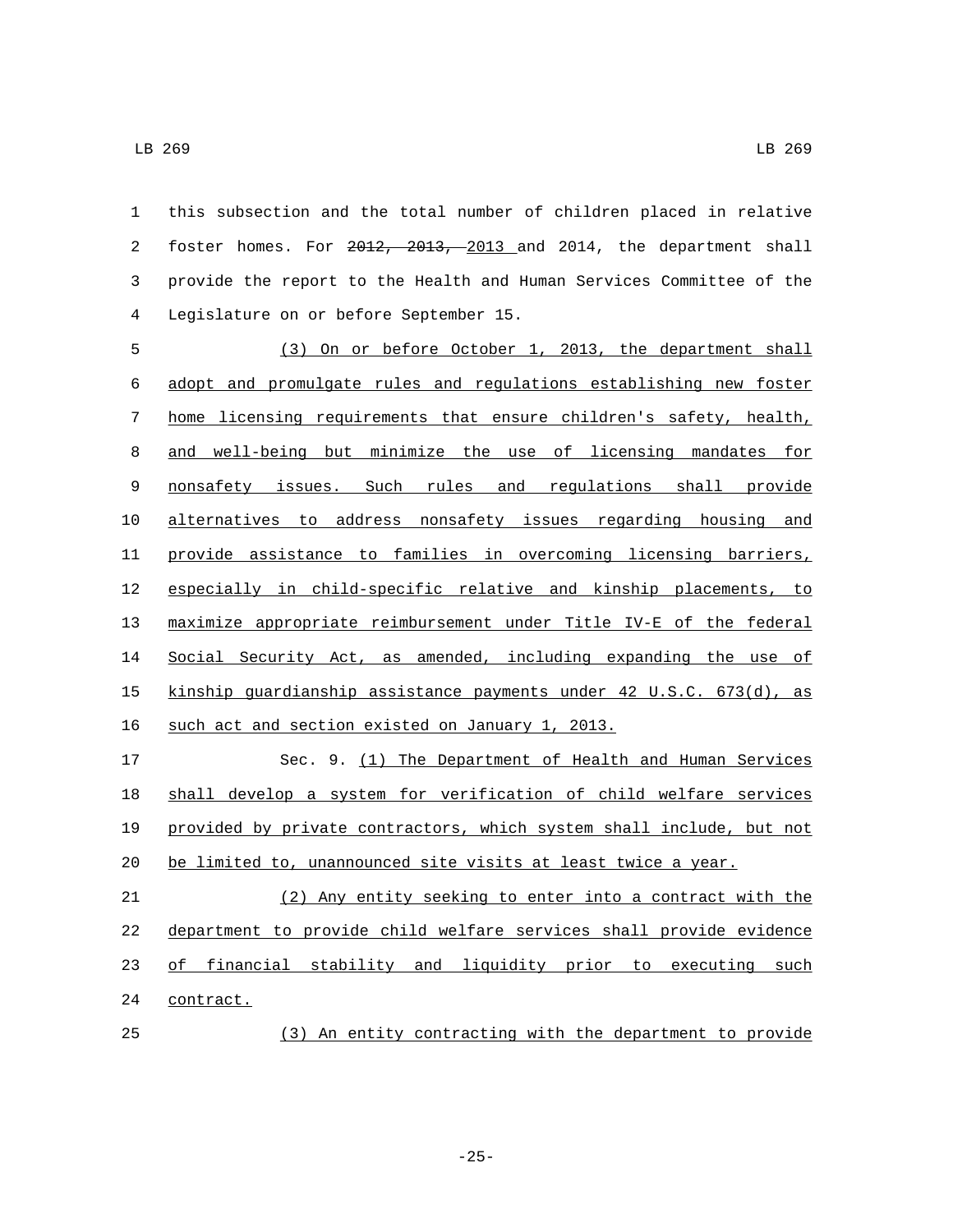this subsection and the total number of children placed in relative foster homes. For ~~2012, 2013,~~ 2013 and 2014, the department shall provide the report to the Health and Human Services Committee of the Legislature on or before September 15.

(3) On or before October 1, 2013, the department shall adopt and promulgate rules and regulations establishing new foster home licensing requirements that ensure children's safety, health, and well-being but minimize the use of licensing mandates for nonsafety issues. Such rules and regulations shall provide alternatives to address nonsafety issues regarding housing and provide assistance to families in overcoming licensing barriers, especially in child-specific relative and kinship placements, to maximize appropriate reimbursement under Title IV-E of the federal Social Security Act, as amended, including expanding the use of kinship guardianship assistance payments under 42 U.S.C. 673(d), as such act and section existed on January 1, 2013.

Sec. 9. (1) The Department of Health and Human Services shall develop a system for verification of child welfare services provided by private contractors, which system shall include, but not be limited to, unannounced site visits at least twice a year.

(2) Any entity seeking to enter into a contract with the department to provide child welfare services shall provide evidence of financial stability and liquidity prior to executing such contract.

(3) An entity contracting with the department to provide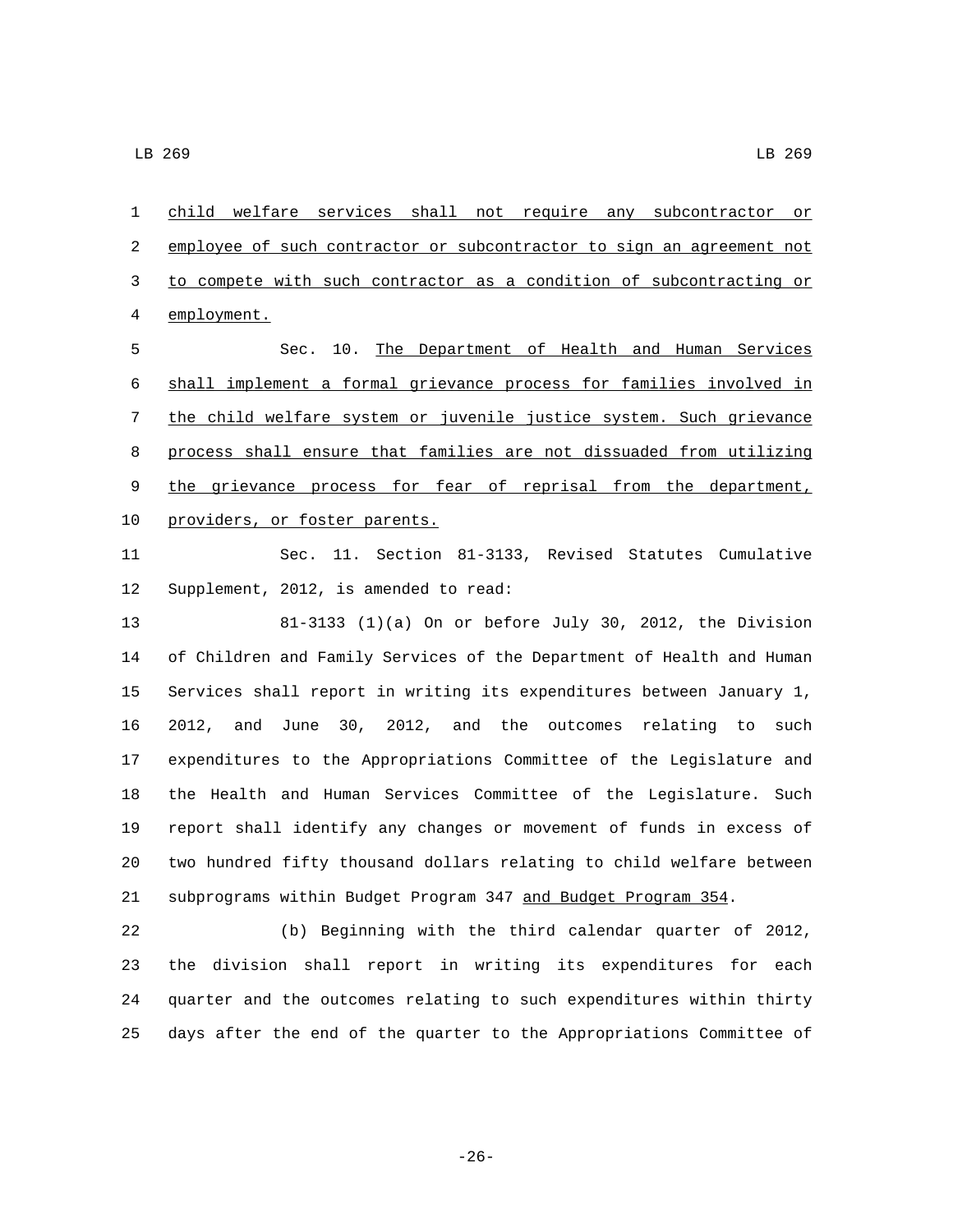child welfare services shall not require any subcontractor or employee of such contractor or subcontractor to sign an agreement not to compete with such contractor as a condition of subcontracting or employment.

Sec. 10. The Department of Health and Human Services shall implement a formal grievance process for families involved in the child welfare system or juvenile justice system. Such grievance process shall ensure that families are not dissuaded from utilizing the grievance process for fear of reprisal from the department, providers, or foster parents.

Sec. 11. Section 81-3133, Revised Statutes Cumulative Supplement, 2012, is amended to read:

81-3133 (1)(a) On or before July 30, 2012, the Division of Children and Family Services of the Department of Health and Human Services shall report in writing its expenditures between January 1, 2012, and June 30, 2012, and the outcomes relating to such expenditures to the Appropriations Committee of the Legislature and the Health and Human Services Committee of the Legislature. Such report shall identify any changes or movement of funds in excess of two hundred fifty thousand dollars relating to child welfare between subprograms within Budget Program 347 and Budget Program 354.

(b) Beginning with the third calendar quarter of 2012, the division shall report in writing its expenditures for each quarter and the outcomes relating to such expenditures within thirty days after the end of the quarter to the Appropriations Committee of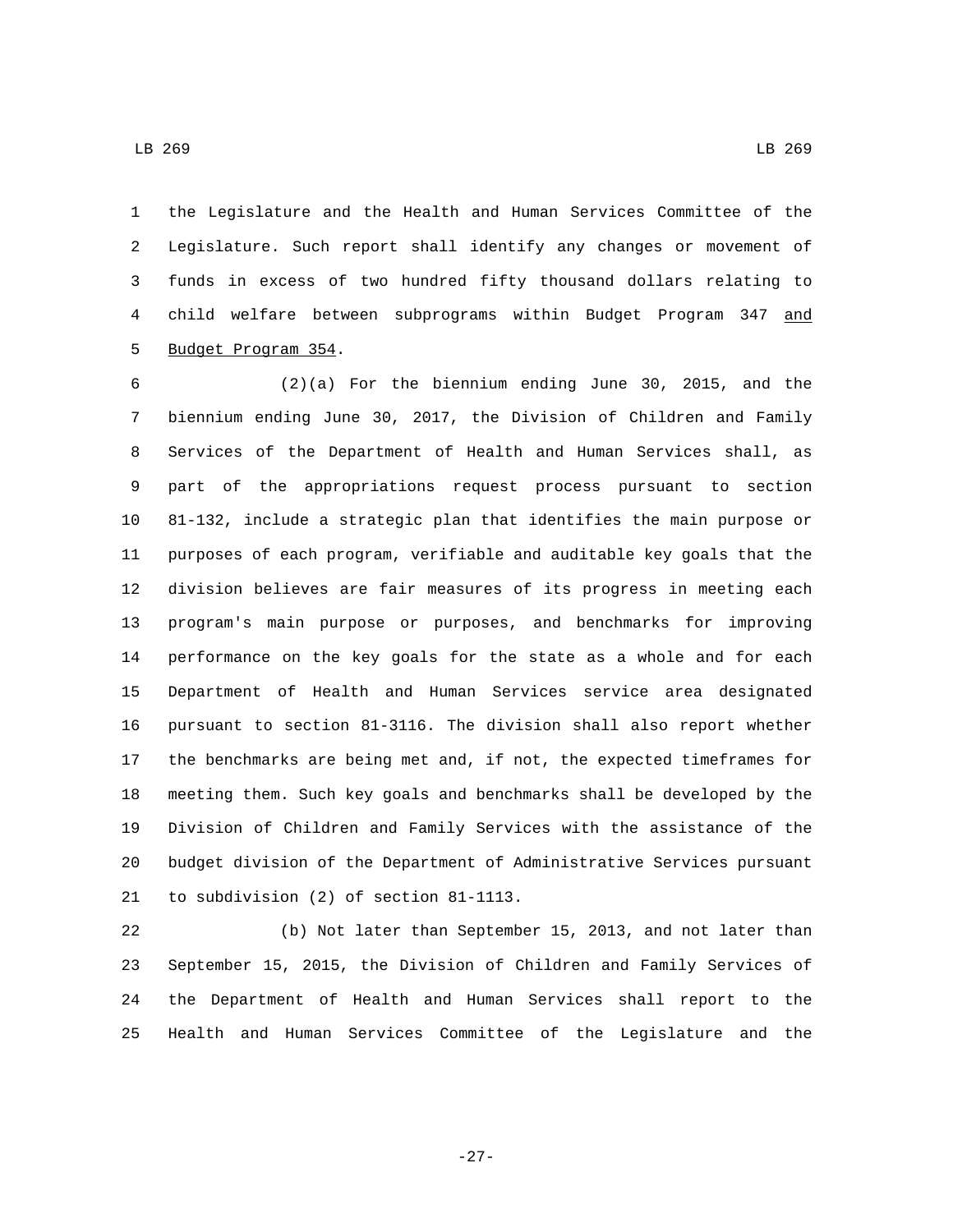the Legislature and the Health and Human Services Committee of the Legislature. Such report shall identify any changes or movement of funds in excess of two hundred fifty thousand dollars relating to child welfare between subprograms within Budget Program 347 <u>and Budget Program 354</u>.

(2)(a) For the biennium ending June 30, 2015, and the biennium ending June 30, 2017, the Division of Children and Family Services of the Department of Health and Human Services shall, as part of the appropriations request process pursuant to section 81-132, include a strategic plan that identifies the main purpose or purposes of each program, verifiable and auditable key goals that the division believes are fair measures of its progress in meeting each program's main purpose or purposes, and benchmarks for improving performance on the key goals for the state as a whole and for each Department of Health and Human Services service area designated pursuant to section 81-3116. The division shall also report whether the benchmarks are being met and, if not, the expected timeframes for meeting them. Such key goals and benchmarks shall be developed by the Division of Children and Family Services with the assistance of the budget division of the Department of Administrative Services pursuant to subdivision (2) of section 81-1113.

(b) Not later than September 15, 2013, and not later than September 15, 2015, the Division of Children and Family Services of the Department of Health and Human Services shall report to the Health and Human Services Committee of the Legislature and the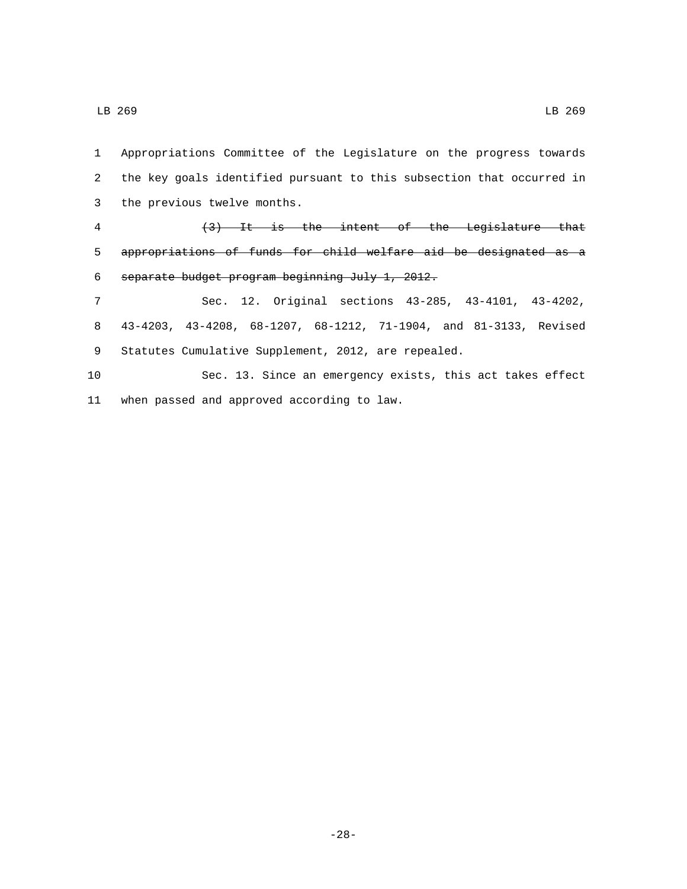Appropriations Committee of the Legislature on the progress towards the key goals identified pursuant to this subsection that occurred in the previous twelve months.

~~(3) It is the intent of the Legislature that appropriations of funds for child welfare aid be designated as a separate budget program beginning July 1, 2012.~~

Sec. 12. Original sections 43-285, 43-4101, 43-4202, 43-4203, 43-4208, 68-1207, 68-1212, 71-1904, and 81-3133, Revised Statutes Cumulative Supplement, 2012, are repealed.

Sec. 13. Since an emergency exists, this act takes effect when passed and approved according to law.